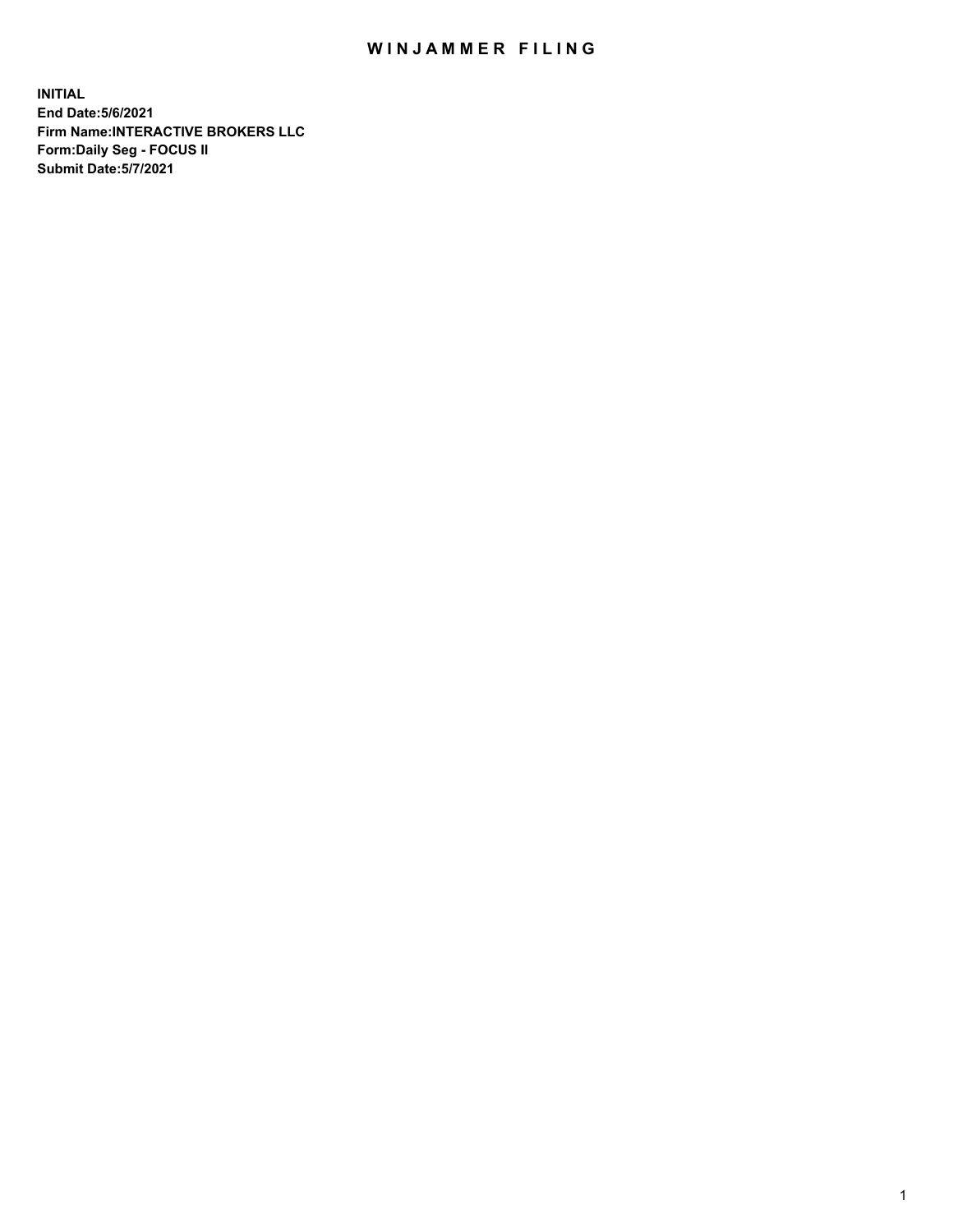# WINJAMMER FILING

**INITIAL**
**End Date:5/6/2021**
**Firm Name:INTERACTIVE BROKERS LLC**
**Form:Daily Seg - FOCUS II**
**Submit Date:5/7/2021**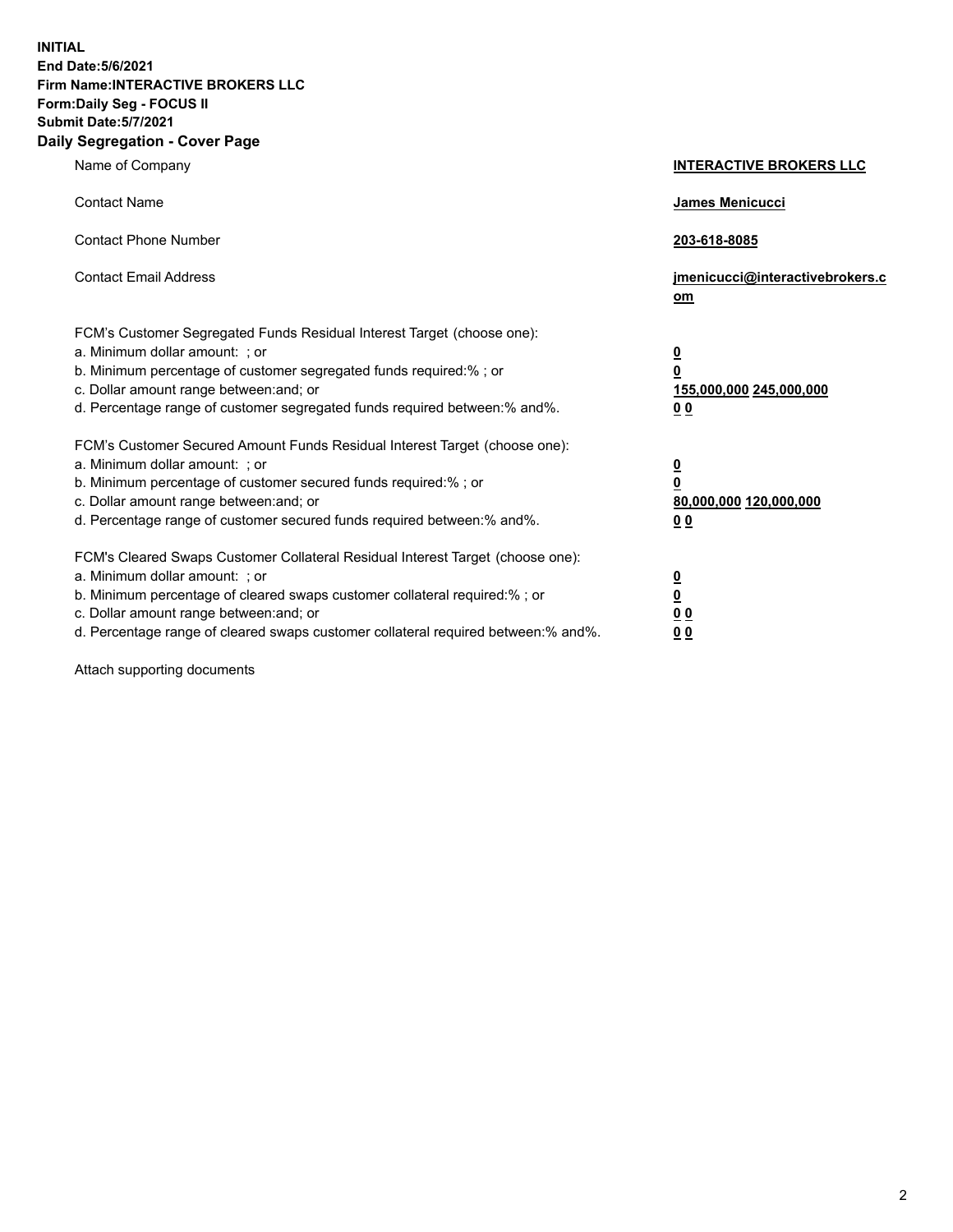**INITIAL**
**End Date:5/6/2021**
**Firm Name:INTERACTIVE BROKERS LLC**
**Form:Daily Seg - FOCUS II**
**Submit Date:5/7/2021**

## Daily Segregation - Cover Page

| | |
|---|---|
| Name of Company | **INTERACTIVE BROKERS LLC** |
| Contact Name | **James Menicucci** |
| Contact Phone Number | **203-618-8085** |
| Contact Email Address | **jmenicucci@interactivebrokers.com** |

FCM's Customer Segregated Funds Residual Interest Target (choose one):

| | |
|---|---|
| a. Minimum dollar amount: ; or | **0** |
| b. Minimum percentage of customer segregated funds required:% ; or | **0** |
| c. Dollar amount range between:and; or | **155,000,000** **245,000,000** |
| d. Percentage range of customer segregated funds required between:% and%. | **0** **0** |

FCM's Customer Secured Amount Funds Residual Interest Target (choose one):

| | |
|---|---|
| a. Minimum dollar amount: ; or | **0** |
| b. Minimum percentage of customer secured funds required:% ; or | **0** |
| c. Dollar amount range between:and; or | **80,000,000** **120,000,000** |
| d. Percentage range of customer secured funds required between:% and%. | **0** **0** |

FCM's Cleared Swaps Customer Collateral Residual Interest Target (choose one):

| | |
|---|---|
| a. Minimum dollar amount: ; or | **0** |
| b. Minimum percentage of cleared swaps customer collateral required:% ; or | **0** |
| c. Dollar amount range between:and; or | **0** **0** |
| d. Percentage range of cleared swaps customer collateral required between:% and%. | **0** **0** |

Attach supporting documents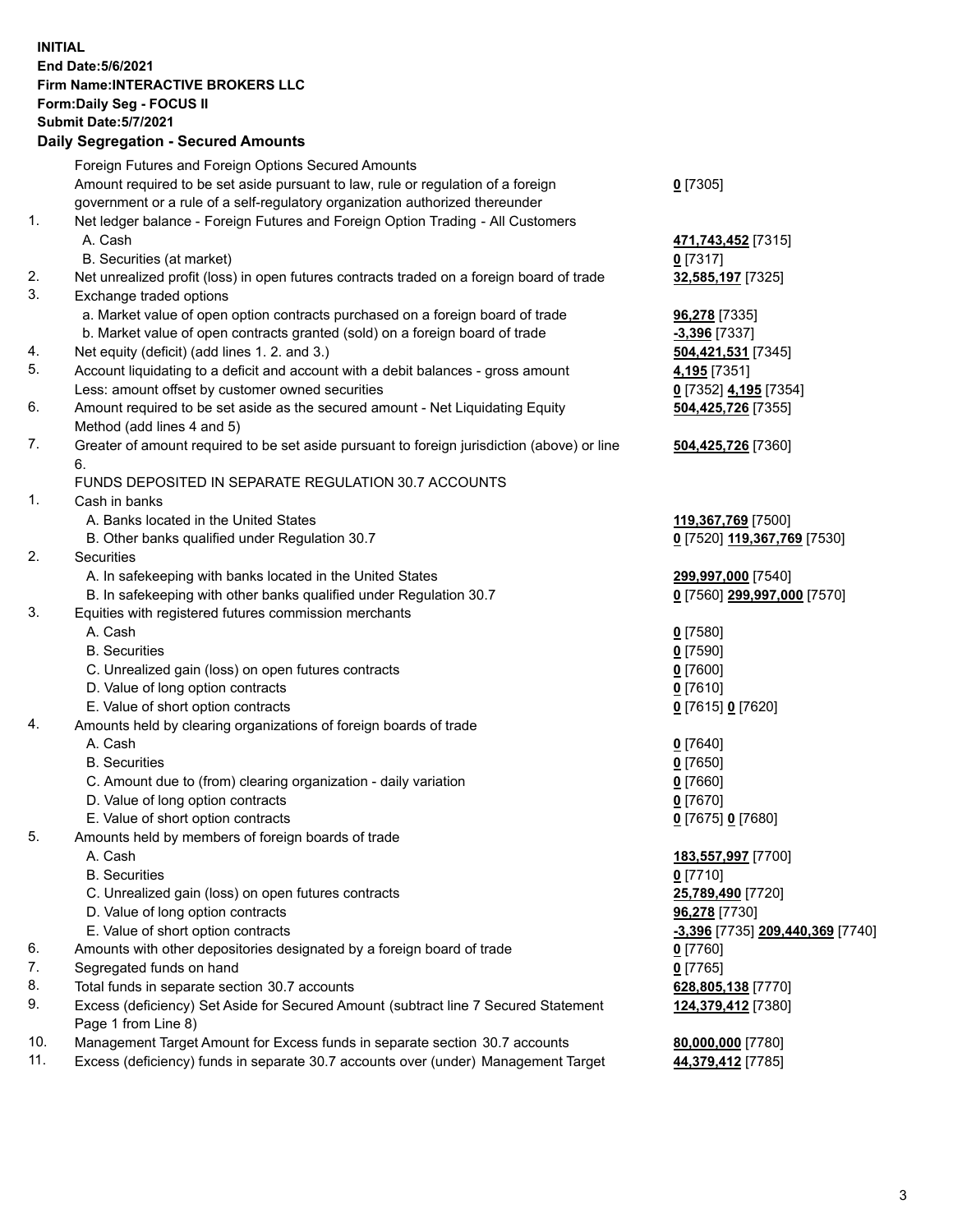**INITIAL**
**End Date:5/6/2021**
**Firm Name:INTERACTIVE BROKERS LLC**
**Form:Daily Seg - FOCUS II**
**Submit Date:5/7/2021**

### Daily Segregation - Secured Amounts

| | | |
|---|---|---|
| | Foreign Futures and Foreign Options Secured Amounts | |
| | Amount required to be set aside pursuant to law, rule or regulation of a foreign government or a rule of a self-regulatory organization authorized thereunder | **0** [7305] |
| 1. | Net ledger balance - Foreign Futures and Foreign Option Trading - All Customers | |
| | A. Cash | **471,743,452** [7315] |
| | B. Securities (at market) | **0** [7317] |
| 2. | Net unrealized profit (loss) in open futures contracts traded on a foreign board of trade | **32,585,197** [7325] |
| 3. | Exchange traded options | |
| | a. Market value of open option contracts purchased on a foreign board of trade | **96,278** [7335] |
| | b. Market value of open contracts granted (sold) on a foreign board of trade | **-3,396** [7337] |
| 4. | Net equity (deficit) (add lines 1. 2. and 3.) | **504,421,531** [7345] |
| 5. | Account liquidating to a deficit and account with a debit balances - gross amount | **4,195** [7351] |
| | Less: amount offset by customer owned securities | **0** [7352] **4,195** [7354] |
| 6. | Amount required to be set aside as the secured amount - Net Liquidating Equity Method (add lines 4 and 5) | **504,425,726** [7355] |
| 7. | Greater of amount required to be set aside pursuant to foreign jurisdiction (above) or line 6. | **504,425,726** [7360] |
| | FUNDS DEPOSITED IN SEPARATE REGULATION 30.7 ACCOUNTS | |
| 1. | Cash in banks | |
| | A. Banks located in the United States | **119,367,769** [7500] |
| | B. Other banks qualified under Regulation 30.7 | **0** [7520] **119,367,769** [7530] |
| 2. | Securities | |
| | A. In safekeeping with banks located in the United States | **299,997,000** [7540] |
| | B. In safekeeping with other banks qualified under Regulation 30.7 | **0** [7560] **299,997,000** [7570] |
| 3. | Equities with registered futures commission merchants | |
| | A. Cash | **0** [7580] |
| | B. Securities | **0** [7590] |
| | C. Unrealized gain (loss) on open futures contracts | **0** [7600] |
| | D. Value of long option contracts | **0** [7610] |
| | E. Value of short option contracts | **0** [7615] **0** [7620] |
| 4. | Amounts held by clearing organizations of foreign boards of trade | |
| | A. Cash | **0** [7640] |
| | B. Securities | **0** [7650] |
| | C. Amount due to (from) clearing organization - daily variation | **0** [7660] |
| | D. Value of long option contracts | **0** [7670] |
| | E. Value of short option contracts | **0** [7675] **0** [7680] |
| 5. | Amounts held by members of foreign boards of trade | |
| | A. Cash | **183,557,997** [7700] |
| | B. Securities | **0** [7710] |
| | C. Unrealized gain (loss) on open futures contracts | **25,789,490** [7720] |
| | D. Value of long option contracts | **96,278** [7730] |
| | E. Value of short option contracts | **-3,396** [7735] **209,440,369** [7740] |
| 6. | Amounts with other depositories designated by a foreign board of trade | **0** [7760] |
| 7. | Segregated funds on hand | **0** [7765] |
| 8. | Total funds in separate section 30.7 accounts | **628,805,138** [7770] |
| 9. | Excess (deficiency) Set Aside for Secured Amount (subtract line 7 Secured Statement Page 1 from Line 8) | **124,379,412** [7380] |
| 10. | Management Target Amount for Excess funds in separate section 30.7 accounts | **80,000,000** [7780] |
| 11. | Excess (deficiency) funds in separate 30.7 accounts over (under) Management Target | **44,379,412** [7785] |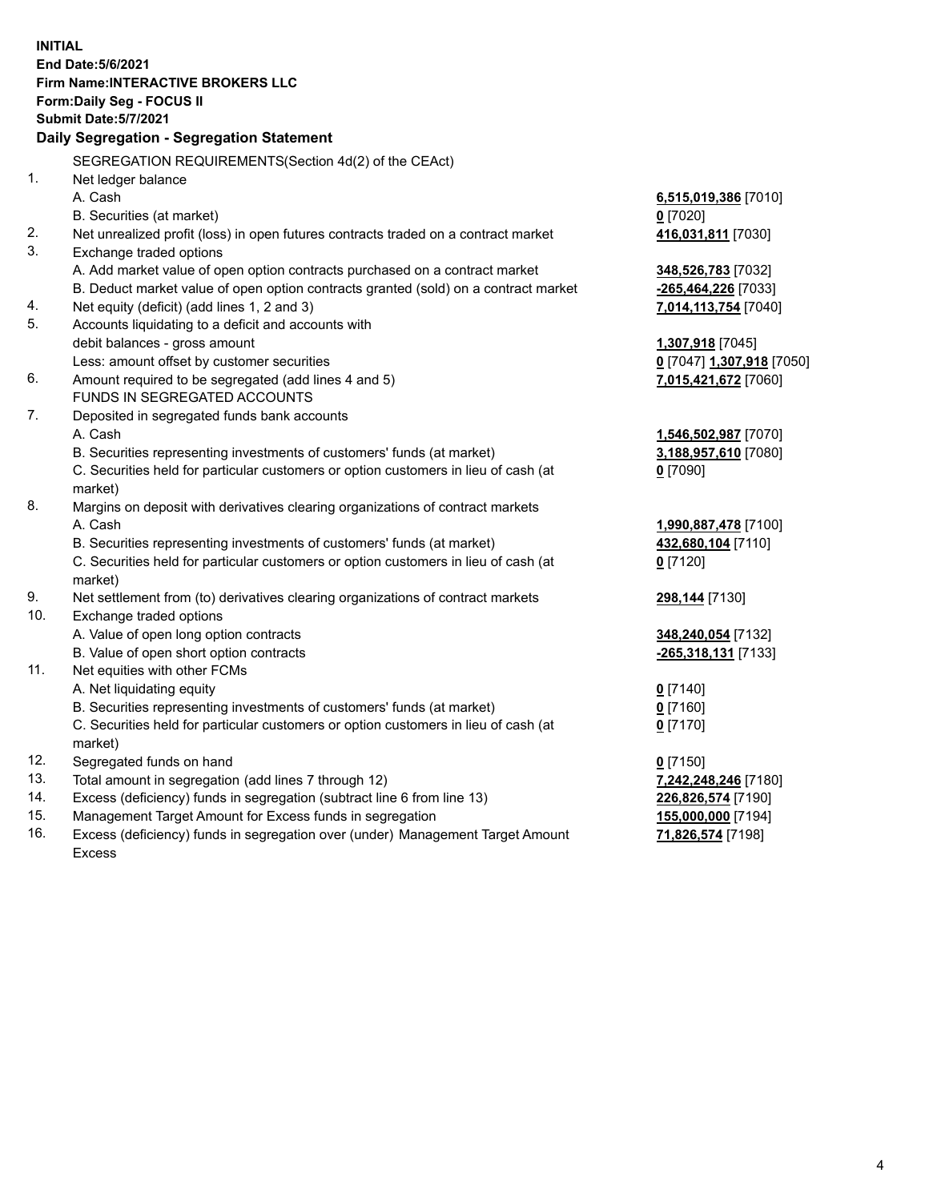**INITIAL**
**End Date:5/6/2021**
**Firm Name:INTERACTIVE BROKERS LLC**
**Form:Daily Seg - FOCUS II**
**Submit Date:5/7/2021**

## Daily Segregation - Segregation Statement

SEGREGATION REQUIREMENTS(Section 4d(2) of the CEAct)

| | | |
|---|---|---|
| 1. | Net ledger balance | |
| | A. Cash | **6,515,019,386** [7010] |
| | B. Securities (at market) | **0** [7020] |
| 2. | Net unrealized profit (loss) in open futures contracts traded on a contract market | **416,031,811** [7030] |
| 3. | Exchange traded options | |
| | A. Add market value of open option contracts purchased on a contract market | **348,526,783** [7032] |
| | B. Deduct market value of open option contracts granted (sold) on a contract market | **-265,464,226** [7033] |
| 4. | Net equity (deficit) (add lines 1, 2 and 3) | **7,014,113,754** [7040] |
| 5. | Accounts liquidating to a deficit and accounts with | |
| | debit balances - gross amount | **1,307,918** [7045] |
| | Less: amount offset by customer securities | **0** [7047] **1,307,918** [7050] |
| 6. | Amount required to be segregated (add lines 4 and 5) | **7,015,421,672** [7060] |
| | FUNDS IN SEGREGATED ACCOUNTS | |
| 7. | Deposited in segregated funds bank accounts | |
| | A. Cash | **1,546,502,987** [7070] |
| | B. Securities representing investments of customers' funds (at market) | **3,188,957,610** [7080] |
| | C. Securities held for particular customers or option customers in lieu of cash (at market) | **0** [7090] |
| 8. | Margins on deposit with derivatives clearing organizations of contract markets | |
| | A. Cash | **1,990,887,478** [7100] |
| | B. Securities representing investments of customers' funds (at market) | **432,680,104** [7110] |
| | C. Securities held for particular customers or option customers in lieu of cash (at market) | **0** [7120] |
| 9. | Net settlement from (to) derivatives clearing organizations of contract markets | **298,144** [7130] |
| 10. | Exchange traded options | |
| | A. Value of open long option contracts | **348,240,054** [7132] |
| | B. Value of open short option contracts | **-265,318,131** [7133] |
| 11. | Net equities with other FCMs | |
| | A. Net liquidating equity | **0** [7140] |
| | B. Securities representing investments of customers' funds (at market) | **0** [7160] |
| | C. Securities held for particular customers or option customers in lieu of cash (at market) | **0** [7170] |
| 12. | Segregated funds on hand | **0** [7150] |
| 13. | Total amount in segregation (add lines 7 through 12) | **7,242,248,246** [7180] |
| 14. | Excess (deficiency) funds in segregation (subtract line 6 from line 13) | **226,826,574** [7190] |
| 15. | Management Target Amount for Excess funds in segregation | **155,000,000** [7194] |
| 16. | Excess (deficiency) funds in segregation over (under) Management Target Amount Excess | **71,826,574** [7198] |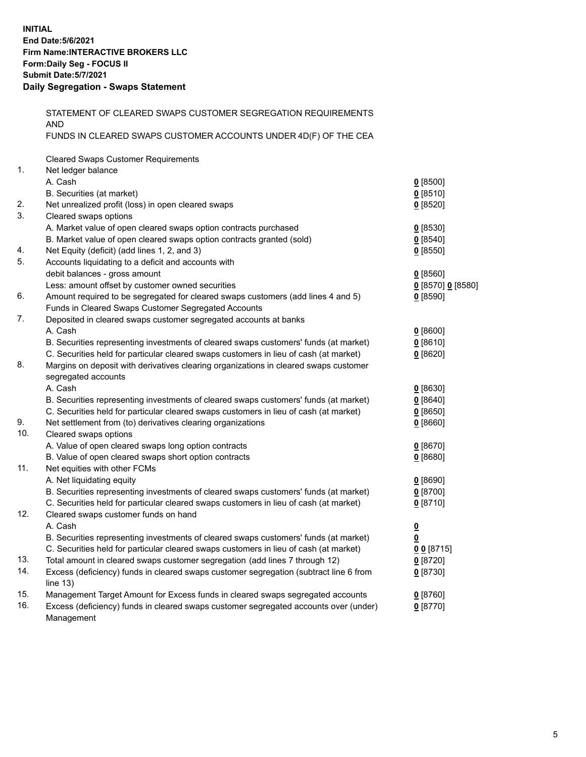**INITIAL**
**End Date:5/6/2021**
**Firm Name:INTERACTIVE BROKERS LLC**
**Form:Daily Seg - FOCUS II**
**Submit Date:5/7/2021**
**Daily Segregation - Swaps Statement**

STATEMENT OF CLEARED SWAPS CUSTOMER SEGREGATION REQUIREMENTS AND FUNDS IN CLEARED SWAPS CUSTOMER ACCOUNTS UNDER 4D(F) OF THE CEA

| | | |
|---|---|---|
| | Cleared Swaps Customer Requirements | |
| 1. | Net ledger balance | |
| | A. Cash | 0 [8500] |
| | B. Securities (at market) | 0 [8510] |
| 2. | Net unrealized profit (loss) in open cleared swaps | 0 [8520] |
| 3. | Cleared swaps options | |
| | A. Market value of open cleared swaps option contracts purchased | 0 [8530] |
| | B. Market value of open cleared swaps option contracts granted (sold) | 0 [8540] |
| 4. | Net Equity (deficit) (add lines 1, 2, and 3) | 0 [8550] |
| 5. | Accounts liquidating to a deficit and accounts with | |
| | debit balances - gross amount | 0 [8560] |
| | Less: amount offset by customer owned securities | 0 [8570] 0 [8580] |
| 6. | Amount required to be segregated for cleared swaps customers (add lines 4 and 5) | 0 [8590] |
| | Funds in Cleared Swaps Customer Segregated Accounts | |
| 7. | Deposited in cleared swaps customer segregated accounts at banks | |
| | A. Cash | 0 [8600] |
| | B. Securities representing investments of cleared swaps customers' funds (at market) | 0 [8610] |
| | C. Securities held for particular cleared swaps customers in lieu of cash (at market) | 0 [8620] |
| 8. | Margins on deposit with derivatives clearing organizations in cleared swaps customer segregated accounts | |
| | A. Cash | 0 [8630] |
| | B. Securities representing investments of cleared swaps customers' funds (at market) | 0 [8640] |
| | C. Securities held for particular cleared swaps customers in lieu of cash (at market) | 0 [8650] |
| 9. | Net settlement from (to) derivatives clearing organizations | 0 [8660] |
| 10. | Cleared swaps options | |
| | A. Value of open cleared swaps long option contracts | 0 [8670] |
| | B. Value of open cleared swaps short option contracts | 0 [8680] |
| 11. | Net equities with other FCMs | |
| | A. Net liquidating equity | 0 [8690] |
| | B. Securities representing investments of cleared swaps customers' funds (at market) | 0 [8700] |
| | C. Securities held for particular cleared swaps customers in lieu of cash (at market) | 0 [8710] |
| 12. | Cleared swaps customer funds on hand | |
| | A. Cash | 0 |
| | B. Securities representing investments of cleared swaps customers' funds (at market) | 0 |
| | C. Securities held for particular cleared swaps customers in lieu of cash (at market) | 0 0 [8715] |
| 13. | Total amount in cleared swaps customer segregation (add lines 7 through 12) | 0 [8720] |
| 14. | Excess (deficiency) funds in cleared swaps customer segregation (subtract line 6 from line 13) | 0 [8730] |
| 15. | Management Target Amount for Excess funds in cleared swaps segregated accounts | 0 [8760] |
| 16. | Excess (deficiency) funds in cleared swaps customer segregated accounts over (under) Management | 0 [8770] |